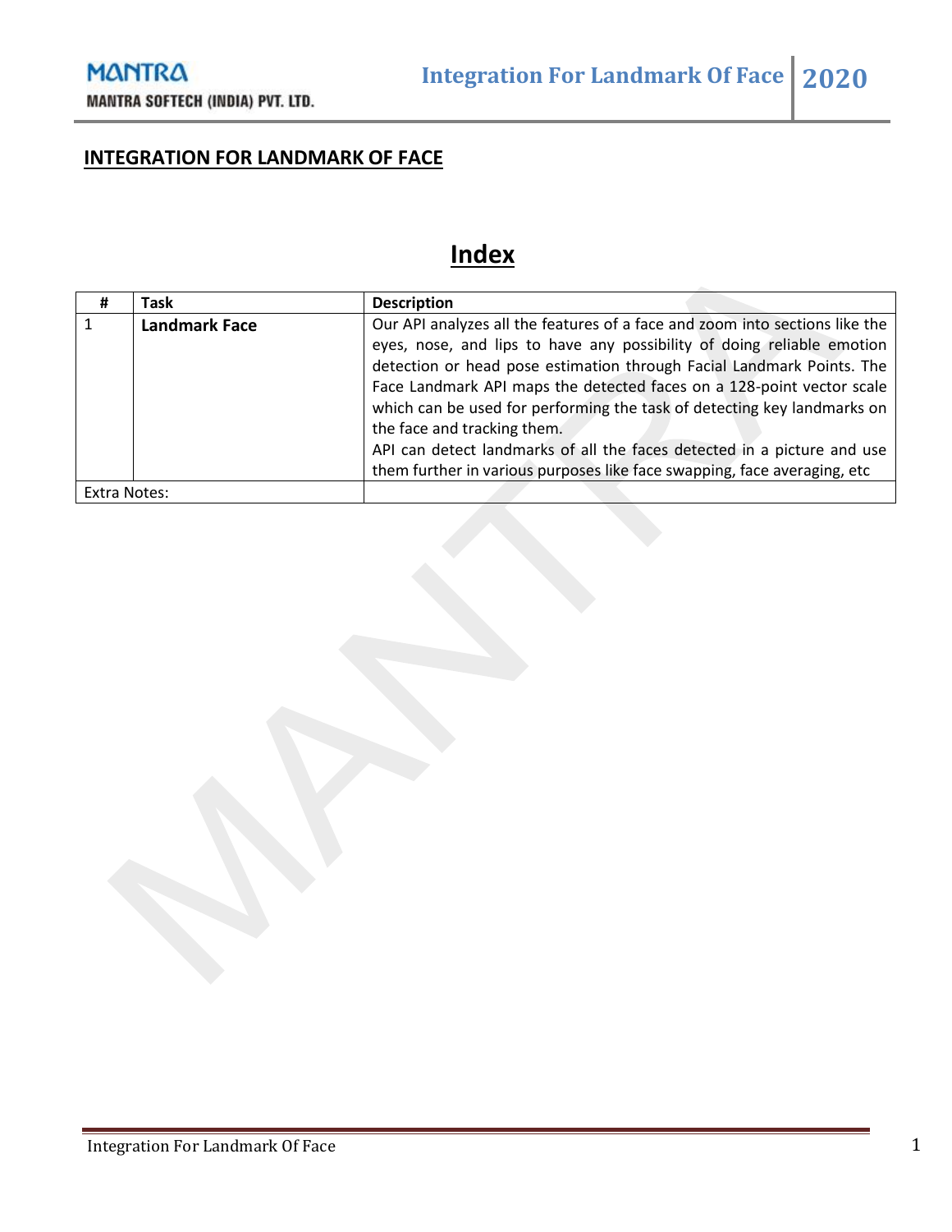## INTEGRATION FOR LANDMARK OF FACE

# Index

| # | Task | Description |
|---|---|---|
| 1 | **Landmark Face** | Our API analyzes all the features of a face and zoom into sections like the eyes, nose, and lips to have any possibility of doing reliable emotion detection or head pose estimation through Facial Landmark Points. The Face Landmark API maps the detected faces on a 128-point vector scale which can be used for performing the task of detecting key landmarks on the face and tracking them.<br>API can detect landmarks of all the faces detected in a picture and use them further in various purposes like face swapping, face averaging, etc |
| Extra Notes: | | |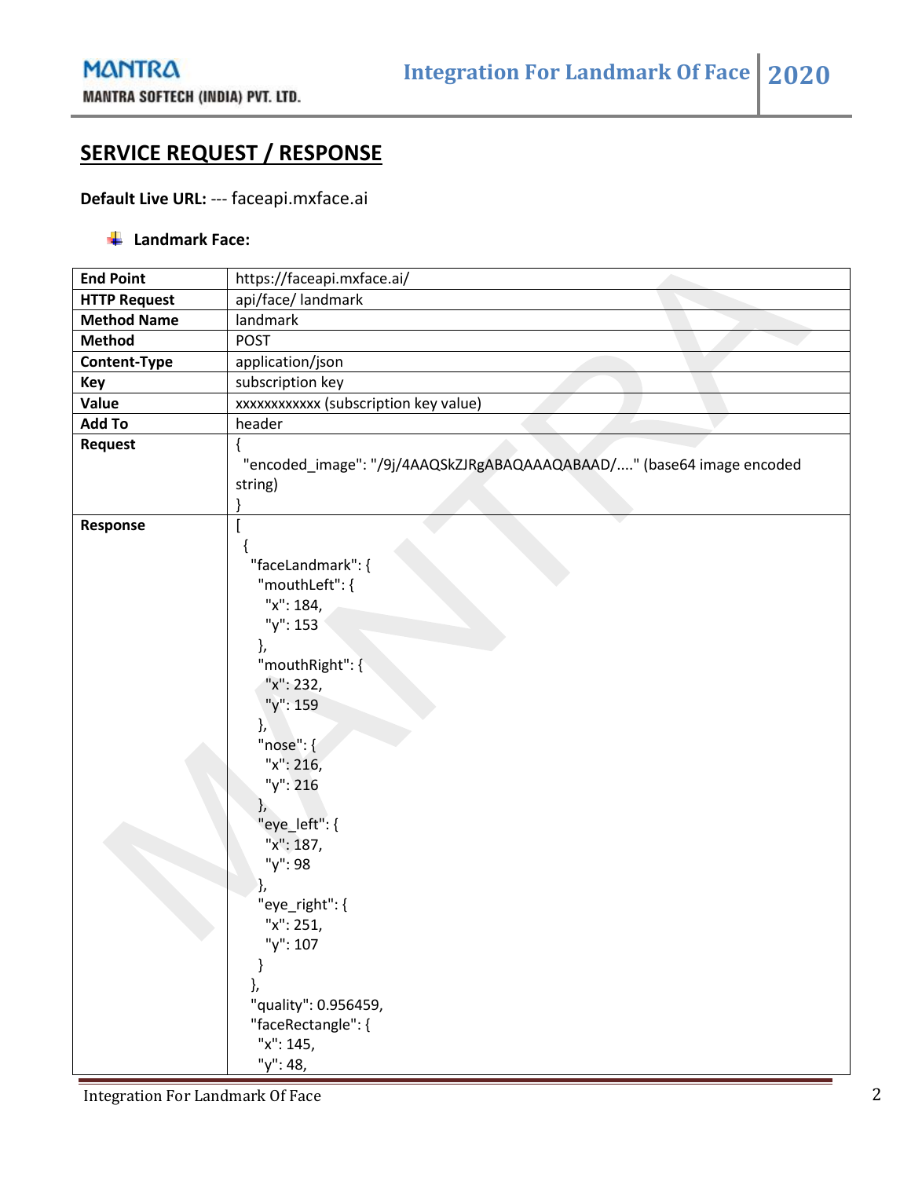## SERVICE REQUEST / RESPONSE

**Default Live URL:** --- faceapi.mxface.ai

- **Landmark Face:**

| | |
|---|---|
| **End Point** | https://faceapi.mxface.ai/ |
| **HTTP Request** | api/face/ landmark |
| **Method Name** | landmark |
| **Method** | POST |
| **Content-Type** | application/json |
| **Key** | subscription key |
| **Value** | xxxxxxxxxxxx (subscription key value) |
| **Add To** | header |
| **Request** | { "encoded_image": "/9j/4AAQSkZJRgABAQAAAQABAAD/...." (base64 image encoded string) } |
| **Response** | [ { "faceLandmark": { "mouthLeft": { "x": 184, "y": 153 }, "mouthRight": { "x": 232, "y": 159 }, "nose": { "x": 216, "y": 216 }, "eye_left": { "x": 187, "y": 98 }, "eye_right": { "x": 251, "y": 107 } }, "quality": 0.956459, "faceRectangle": { "x": 145, "y": 48, |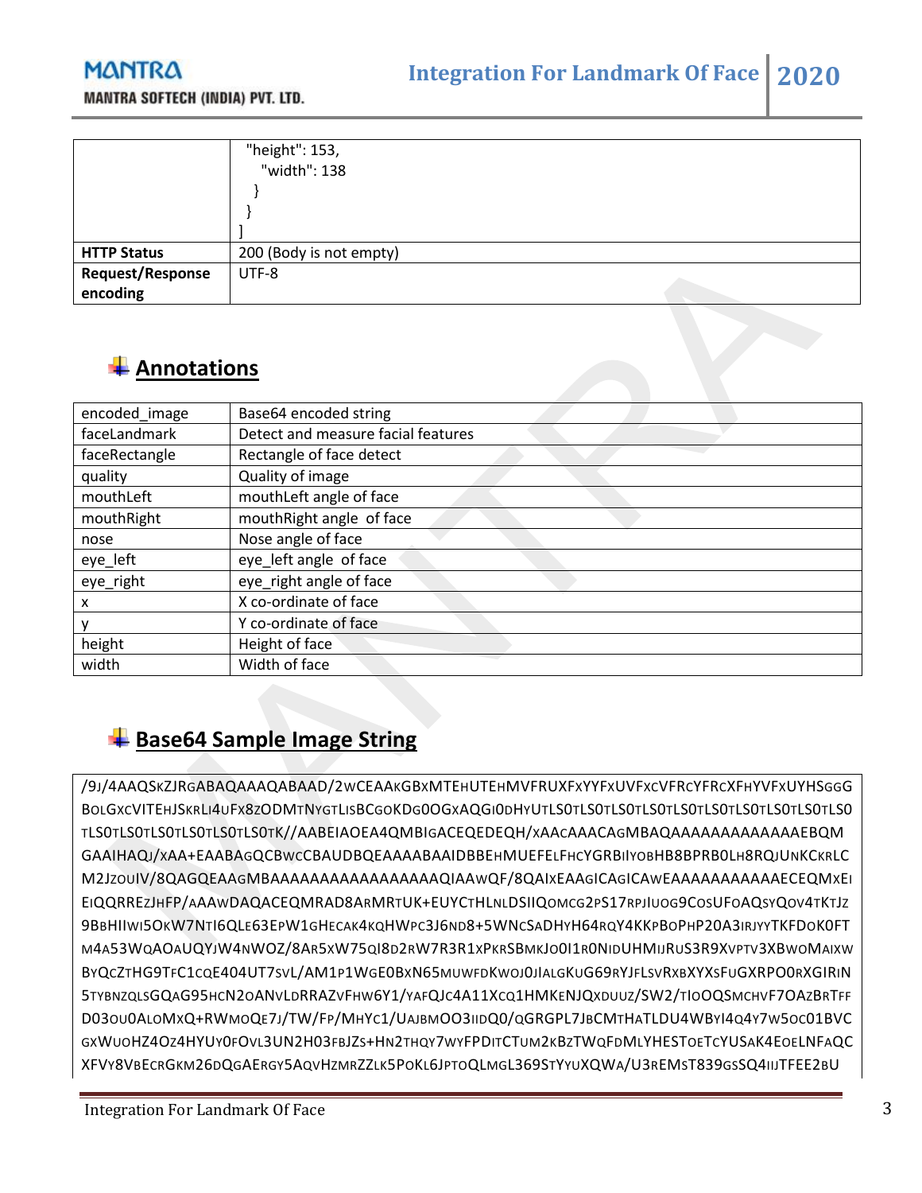|  | "height": 153,<br>"width": 138<br>}<br>}<br>] |
|---|---|
| **HTTP Status** | 200 (Body is not empty) |
| **Request/Response encoding** | UTF-8 |

## Annotations

| encoded_image | Base64 encoded string |
|---|---|
| faceLandmark | Detect and measure facial features |
| faceRectangle | Rectangle of face detect |
| quality | Quality of image |
| mouthLeft | mouthLeft angle of face |
| mouthRight | mouthRight angle of face |
| nose | Nose angle of face |
| eye_left | eye_left angle of face |
| eye_right | eye_right angle of face |
| x | X co-ordinate of face |
| y | Y co-ordinate of face |
| height | Height of face |
| width | Width of face |

## Base64 Sample Image String

```
/9J/4AAQSKZJRGABAQAAAQABAAD/2WCEAAKGBXMTEHUTEHMVFRUXFXYYFXUVFXCVFRCYFRCXFHYVFXUYHSGGG
BOLGXCVITEHJSKRLI4UFX8ZODMTNYGTLISBCGOKDG0OGXAQGI0DHYUTLS0TLS0TLS0TLS0TLS0TLS0TLS0TLS0TLS0
TLS0TLS0TLS0TLS0TLS0TLS0TK//AABEIAOEA4QMBIGACEQEDEQH/XAACAAACAGMBAQAAAAAAAAAAAAAEBQM
GAAIHAQJ/XAA+EAABAGQCBWCCBAUDBQEAAAABAAIDBBEHMUEFELFHCYGRBIIYOBHB8BPRB0LH8RQJUNKCKRLC
M2JZOUIV/8QAGQEAAGMBAAAAAAAAAAAAAAAAAQIAAWQF/8QAIXEAAGICAGICAWEAAAAAAAAAAAAECEQMXEI
EIQQRREZJHFP/AAAWDAQACEQMRAD8ARMRTUK+EUYCTHLNLDSIIQOMCG2PS17RPJIUOG9COSUFOAQSYQOV4TKTJZ
9BBHIIWI5OKW7NTI6QLE63EPW1GHECAK4KQHWPC3J6ND8+5WNCSADHYH64RQY4KKPBOPHP20A3IRJYYTKFDOK0FT
M4A53WQAOAUQYJW4NWOZ/8AR5XW75QI8D2RW7R3R1XPKRSBMKJO0I1R0NIDUHMIJRUS3R9XVPTV3XBWOMAIXW
BYQCZTHG9TFC1CQE404UT7SVL/AM1P1WGE0BXN65MUWFDKWOJ0JIALGKUG69RYJFLSVRXBXYXSFUGXRPO0RXGIRIN
5TYBNZQLSGQAG95HCN2OANVLDRRAZVFHW6Y1/YAFQJC4A11XCQ1HMKENJQXDUUZ/SW2/TIOOQSMCHVF7OAZBRTFF
D03OU0ALOMXQ+RWMOQE7J/TW/FP/MHYC1/UAJBMOO3IIDQ0/QGRGPL7JBCMTHATLDU4WBYI4Q4Y7W5OC01BVC
GXWUOHZ4OZ4HYUY0FOVL3UN2H03FBJZS+HN2THQY7WYFPDITCTUM2KBZTWQFDMLYHESTOETCYUSAK4EOELNFAQC
XFVY8VBECRGKM26DQGAERGY5AQVHZMRZZLK5POKL6JPTOQLMGL369STYYUXQWA/U3REMST839GSSQ4IIJTFEE2BU
```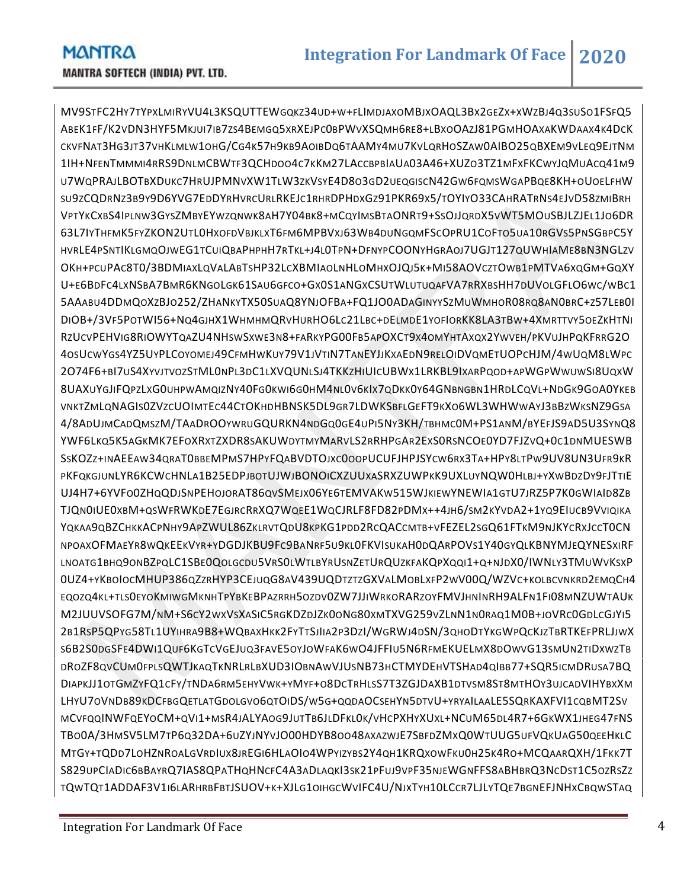MV9STFC2HY7TYPXLMIRYVU4L3KSQUTTEWGQKZ34UD+W+FLIMDJAXOMBJXOAQL3BX2GEZX+XWZBJ4Q3SUSO1FSFQ5
ABEK1FF/K2VDN3HYF5MKJUI7IB7ZS4BEMGQ5XRXEJPC0BPWVXSQMH6RE8+LBXOOAZJ81PGMHOAXAKWDAAX4K4DCK
CKVFNAT3HG3JT37VHKLMLW1OHG/CG4K57H9KB9AOIBDQ6TAAMY4MU7KVLQRHOSZAW0AIBO25QBXEM9VLEQ9EJTNM
1IH+NFENTMMMI4RRS9DNLMCBWTF3QCHDOO4C7KKM27LACCBPBIAUA03A46+XUZO3TZ1MFXFKCWYJQMUACQ41M9
U7WQPRAJLBOTBXDUKC7HRUJPMNVXW1TLW3ZKVSYE4D8O3GD2UEQGISCN42GW6FQMSWGAPBQE8KH+OUOELFHW
SU9ZCQDRNZ3B9Y9D6YVG7EDDYRHVRCURLRKEJC1RHRDPHDXGZ91PKR69X5/TOYIYO33CAHRATRNS4EJVD58ZMIBRH
VPTYKCXBS4IPLNW3GYSZMBYEYWZQNWK8AH7Y04BK8+MCQYIMSBTAONRT9+SSOJJQRDX5VWT5MOUSBJLZJEL1JO6DR
63L7IYTHFMK5FYZKON2UTL0HXOFDVBJKLXT6FM6MPBVXJ63WB4DUNGQMFSCOPRU1COFTO5UA10RGVS5PNSGBPC5Y
HVRLE4PSNTIKLGMQOJWEG1TCUIQBAPHPHH7RTKL+J4L0TPN+DFNYPCOONYHGRAOJ7UGJT127QUWHIAME8BN3NGLZV
OKH+PCUPAC8T0/3BDMIAXLQVALABTSHP32LCXBMIAOLNHLOMHXOJQJ5K+MI58AOVCZTOWB1PMTVA6XQGM+GQXY
U+E6BDFC4LXNSBA7BMR6KNGOLGK61SAU6GFCO+GX0S1ANGXCSUTWLUTUQAFVA7RRXBSHH7DUVOLGFLO6WC/WBC1
5AAABU4DDMQOXZBJO252/ZHANKYTX50SUAQ8YNJOFBA+FQ1JO0ADAGINYYSZMUWMHOR08RQ8AN0BRC+Z57LEB0I
DIOB+/3VF5POTWI56+NQ4GJHX1WHMHMQRVHURHO6LC21LBC+DELMDE1YOFIORKK8LA3TBW+4XMRTTVY5OEZKHTNI
RZUCVPEHVIG8RIOWYTQAZU4NHSWSXWE3N8+FARKYPG00FB5APOXCT9X4OMYHTAXQX2YWVEH/PKVUJHPQKFRRG2O
4OSUCWYGS4YZ5UYPLCOYOMEJ49CFMHWKUY79V1JVTIN7TANEYJJKXAEDN9RELOIDVQMETUOPCHJM/4WUQM8LWPC
2O74F6+BI7US4XYVJTVOZSTML0NPL3DC1LXVQUNLSJ4TKKZHIUICUBWX1LRKBL9IXARPQOD+APWGPWWUWSI8UQXW
8UAXUYGJIFQPZLXG0UHPWAMQIZNY40FG0KWI6G0HM4NL0V6KIX7QDKK0Y64GNBNGBN1HRDLCQVL+NDGK9GOA0YKEB
VNKTZMLQNAGIS0ZVZCUOIMTEC44CTOKHDHBNSK5DL9GR7LDWKSBFLGEFT9KXO6WL3WHWWAYJ3BBZWKSNZ9GSA
4/8ADUJMCADQMSZM/TAADROOYWRUGQURKN4NDGQ0GE4UPI5NY3KH/TBHMC0M+PS1ANM/BYEFJS9AD5U3SYNQ8
YWF6LKQ5K5AGKMK7EFOXRXTZXDR8SAKUWDYTMYMARVLS2RRHPGAR2EXS0RSNCOE0YD7FJZVQ+0C1DNMUESWB
SSKOZZ+INAEEAW34QRAT0BBEMPMS7HPYFQABVDTOJXC0OOPUCUFJHPJSYCW6RX3TA+HPY8LTPW9UV8UN3UFR9KR
PKFQKGJUNLYR6KCWCHNLA1B25EDPJBOTUJWJBONOICXZUUXASRXZUWPKK9UXLUYNQW0HLBJ+YXWBDZDY9FJTTIE
UJ4H7+6YVFO0ZHQQDJSNPEHOJORAT86QVSMEJX06YE6TEMVAKW515WJKIEWYNEWIA1GTU7JRZ5P7K0GWIAID8ZB
TJQN0IUE0XBM+QSWFRWKDE7EGJRCRRXQ7WQEE1WQCJRLF8FD82PDMX++4JH6/SM2KYVDA2+1YQ9EIUCB9VVIQIKA
YQKAA9QBZCHKKACPNHY9APZWUL86ZKLRVTQDU8KPKG1PDD2RCQACCMTB+VFEZEL2SGQ61FTKM9NJKYCRXJCCT0CN
NPOAXOFMAEYR8WQKEEKVYR+YDGDJKBU9FC9BANRF5U9KL0FKVISUKAH0DQARPOVS1Y40GYQLKBNYMJEQYNESXIRF
LNOATG1BHQ9ONBZPQLC1SBE0QOLGCDU5VRS0LWTLBYRUSNZETURQUZKFAKQPXQQI1+Q+NJDX0/IWNLY3TMUWVKSXP
0UZ4+YKBOIOCMHUP386QZZRHYP3CEJUQG8AV439UQDTZTZGXVALMOBLXFP2WV00Q/WZVC+KOLBCVNKRD2EMQCH4
EQOZQ4KL+TLS0EYOKMIWGMKNHTPYBKEBPAZRRH5OZDV0ZW7JJIWRKORARZOYFMVJHNINRH9ALFN1FI08MNZUWTAUK
M2JUUVSOFG7M/NM+S6CY2WXVSXASIC5RGKDZDJZK0ONG80XMTXVG259VZLNN1N0RAQ1M0B+JOVRC0GDLCGJYI5
2B1RSP5QPYG58TL1UYIHRA9B8+WQBAXHKK2FYTTSJIIA2P3DZI/WGRWJ4DSN/3QHODTYKGWPQCKJZTBRTKEFPRLJJWX
S6B2S0DGSFE4DWI1QUF6KGTCVGEJUQ3FAVE5OYJOWFAK6WO4JFFIU5N6RFMEKUELMX8DOWVG13SMUN2TIDXWZTB
DROZF8QVCUM0FPLSQWTJKAQTKNRLRLBXUD3IOBNAWVJUSNB73HCTMYDEHVTSHAD4QIBB77+SQR5ICMDRUSA7BQ
DIAPKJJ1OTGMZYFQ1CFY/TNDA6RM5EHYVWK+YMYF+O8DCTRHLSS7T3ZGJDAXB1DTVSM8ST8MTHOY3UJCADVIHYBXXM
LHYU7OVNDB89KDCFBGQETLATGDOLGVO6QTOIDS/W5G+QQDAOCSEHYN5DTVU+YRYAILAALE5SQRKAXFVI1CQBMT2SV
MCVFQQINWFQEYOCM+QVI1+MSR4JALYAOG9JUTTB6JLDFKL0K/VHCPXHYXUXL+NCUM65DL4R7+6GKWX1JHEG47FNS
TBO0A/3HMSV5LM7TP6Q32DA+6UZYJNYVJO00HDYB8OO48AXAZWJE7SBFDZMXQ0WTUUG5UFVQKUAG50QEEHKLC
MTGY+TQDD7LOHZNROALGVRDIUX8JREGI6HLAOIO4WPYIZYBS2Y4QH1KRQXOWFKU0H25K4RO+MCQAARQXH/1FKK7T
S829UPCIADIC6BBAYRQ7IAS8QPATHQHNCFC4A3ADLAQKI3SK21PFUJ9VPF35NJEWGNFFS8ABHBRQ3NCDST1C5OZRSZZ
TQWTQT1ADDAF3V1I6LARHRBFBTJSUOV+K+XJLG1OIHGCWVIFC4U/NJXTYH10LCCR7LJLYTQE7BGNEFJNHXCBQWSTAQ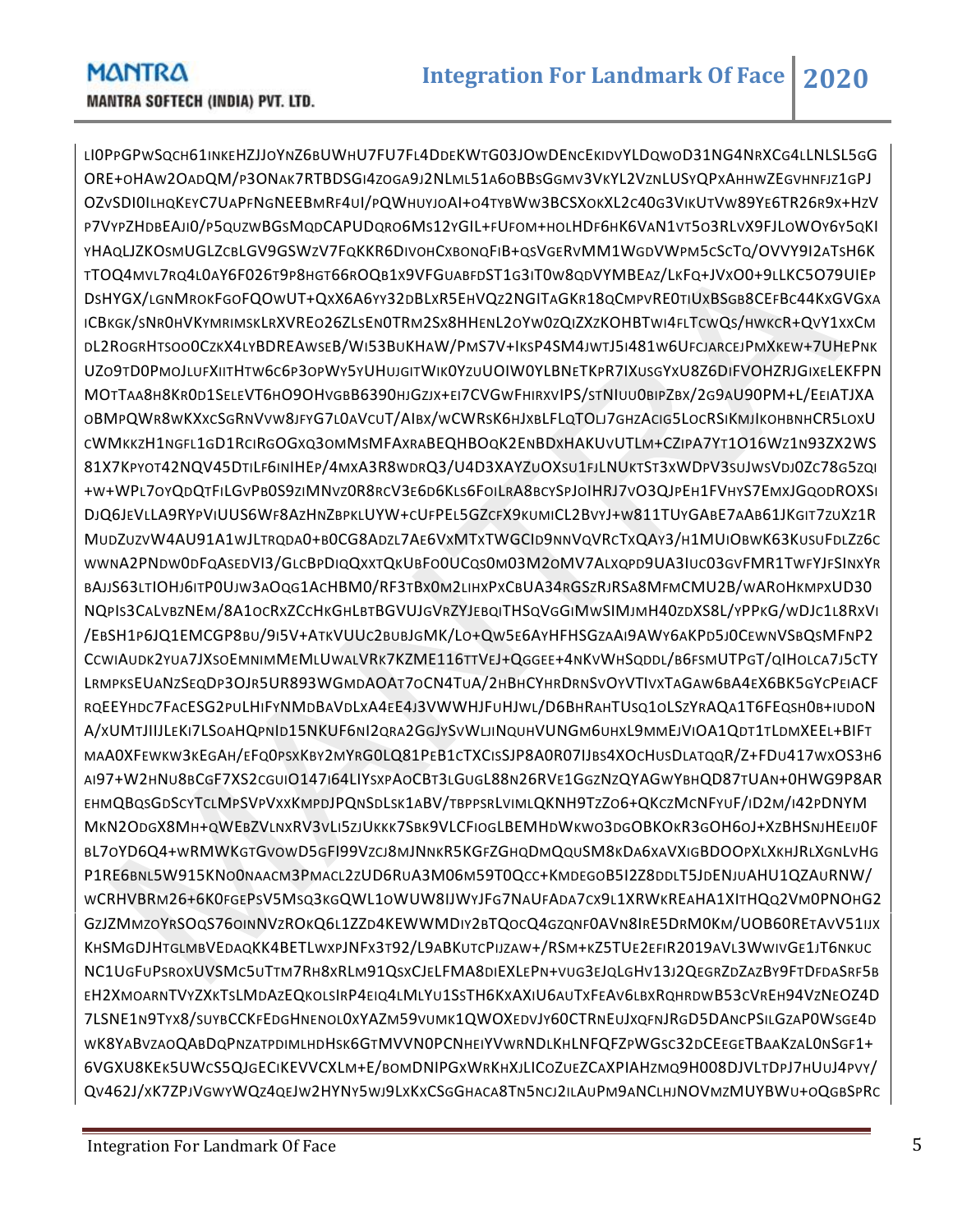LI0PPGPWSQCH61INKEHZJJOYNZ6BUWHU7FU7FL4DDEKWTG03JOWDENCEKIDVYLDQWOD31NG4NRXCG4LLNLSL5GG
ORE+OHAW2OADQM/P3ONAK7RTBDSGI4ZOGA9J2NLML51A6OBBSGGMV3VKYL2VZNLUSYQPXAHHWZEGVHNFJZ1GPJ
OZVSDI0ILHQKEYC7UAPFNGNEEBMRF4UI/PQWHUYJOAI+O4TYBWW3BCSXOKXL2C40G3VIKUTVW89YE6TR26R9X+HZV
P7VYPZHDBEAJI0/P5QUZWBGSMQDCAPUDQRO6MS12YGIL+FUFOM+HOLHDF6HK6VAN1VT5O3RLVX9FJLOWOY6Y5QKI
YHAQLJZKOSMUGLZCBLGV9GSWZV7FQKKR6DIVOHCXBONQFIB+QSVGERVMM1WGDVWPM5CSCTQ/OVVY9I2ATSH6K
TTOQ4MVL7RQ4L0AY6F026T9P8HGT66ROQB1X9VFGUABFDST1G3IT0W8QDVYMBEAZ/LKFQ+JVXO0+9LLKC5O79UIEP
DSHYGX/LGNMROKFGOFQOWUT+QXX6A6YY32DBLXR5EHVQZ2NGITAGKR18QCMPVRE0TIUXBSGB8CEFBC44KXGVGXA
ICBKGK/SNR0HVKYMRIMSKLRXVREO26ZLSEN0TRM2SX8HHENL2OYW0ZQIZXZKOHBTWI4FLTCWQS/HWKCR+QVY1XXCM
DL2ROGRHTSOO0CZKX4LYBDREAWSEB/WI53BUKHAW/PMS7V+IKSP4SM4JWTJ5I481W6UFCJARCEJPMXKEW+7UHEPNK
UZO9TD0PMOJLUFXIITHTW6C6P3OPWY5YUHUJGITWIK0YZUUOIW0YLBNETKPR7IXUSGYXU8Z6DIFVOHZRJGIXELEKFPN
MOTTAA8H8KR0D1SELEVT6HO9OHVGBB6390HJGZJX+EI7CVGWFHIRXVIPS/STNIUU0BIPZBX/2G9AU90PM+L/EEIATJXA
OBMPQWR8WKXXCSGRNVVW8JFYG7L0AVCUT/AIBX/WCWRSK6HJXBLFLQTOLJ7GHZACIG5LOCRSIKMJIKOHBNHCR5LOXU
CWMKKZH1NGFL1GD1RCIRGOGXQ3OMMSMFAXRABEQHBOQK2ENBDXHAKUVUTLM+CZIPA7YT1O16WZ1N93ZX2WS
81X7KPYOT42NQV45DTILF6INIHEP/4MXA3R8WDRQ3/U4D3XAYZUOXSU1FJLNUKTST3XWDPV3SUJWSVDJ0ZC78G5ZQI
+W+WPL7OYQDQTFILGVPB0S9ZIMNVZ0R8RCV3E6D6KLS6FOILRA8BCYSPJOIHRJ7VO3QJPEH1FVHYS7EMXJGQODROXSI
DJQ6JEVLLA9RYPVIUUS6WF8AZHNZBPKLUYW+CUFPEL5GZCFX9KUMICL2BVYJ+W811TUYGABE7AAB61JKGIT7ZUXZ1R
MUDZUZVW4AU91A1WJLTRQDA0+B0CG8ADZL7AE6VXMTXTWGCID9NNVQVRCTXQAY3/H1MUIOBWK63KUSUFDLZZ6C
WWNA2PNDW0DFQASEDVI3/GLCBPDIQQXXTQKUBFO0UCQS0M03M2OMV7ALXQPD9UA3IUC03GVFMR1TWFYJFSINXYR
BAJJS63LTIOHJ6ITP0UJW3AOQG1ACHBM0/RF3TBX0M2LIHXPXCBUA34RGSZRJRSA8MFMCMU2B/WAROHKMPXUD30
NQPIS3CALVBZNEM/8A1OCRXZCCHKGHLBTBGVUJGVRZYJEBQITHSQVGGIMWSIMJMH40ZDXS8L/YPPKG/WDJC1L8RXVI
/EBSH1P6JQ1EMCGP8BU/9I5V+ATKVUUC2BUBJGMK/LO+QW5E6AYHFHSGZAAI9AWY6AKPD5J0CEWNVSBQSMFNP2
CCWIAUDK2YUA7JXSOEMNIMMEMLUWALVRK7KZME116TTVEJ+QGGEE+4NKVWHSQDDL/B6FSMUTPGT/QIHOLCA7J5CTY
LRMPKSEUANZSEQDP3OJR5UR893WGMDAOAT7OCN4TUA/2HBHCYHRDRNSVOYVTIVXTAGAW6BA4EX6BK5GYCPEIACF
RQEEYHDC7FACESG2PULHIFYNMDBAVDLXA4EE4J3VWWHJFUHJWL/D6BHRAHTUSQ1OLSZYRAQA1T6FEQSH0B+IUDON
A/XUMTJIIJLEKI7LSOAHQPNID15NKUF6NI2QRA2GGJYSVWLJINQUHVUNGM6UHXL9MMEJVIOA1QDT1TLDMXEEL+BIFT
MAA0XFEWKW3KEGAH/EFQ0PSXKBY2MYRG0LQ81PEB1CTXCISSJP8A0R07IJBS4XOCHUSDLATQQR/Z+FDU417WXOS3H6
AI97+W2HNU8BCGF7XS2CGUIO147I64LIYSXPAOCBT3LGUGL88N26RVE1GGZNZQYAGWYBHQD87TUAN+0HWG9P8AR
EHMQBQSGDSCYTCLMPSVPVXXKMPDJPQNSDLSK1ABV/TBPPSRLVIMLQKNH9TZZO6+QKCZMCNFYUF/ID2M/I42PDNYM
MKN2ODGX8MH+QWEBZVLNXRV3VLI5ZJUKKK7SBK9VLCFIOGLBEMHDWKWO3DGOBKOKR3GOH6OJ+XZBHSNJHEEIJ0F
BL7OYD6Q4+WRMWKGTGVOWD5GFI99VZCJ8MJNNKR5KGFZGHQDMQQUSM8KDA6XAVXIGBDOOPXLXKHJRLXGNLVHG
P1RE6BNL5W915KNO0NAACM3PMACL2ZUD6RUA3M06M59T0QCC+KMDEGOB5I2Z8DDLT5JDENJUAHU1QZAURNW/
WCRHVBRM26+6K0FGEPSV5MSQ3KGQWL1OWUW8IJWYJFG7NAUFADA7CX9L1XRWKREAHA1XITHQQ2VM0PNOHG2
GZJZMMZOYRSOQS76OINNVZROKQ6L1ZZD4KEWWMDIY2BTQOCQ4GZQNF0AVN8IRE5DRM0KM/UOB60RETAVV51IJX
KHSMGDJHTGLMBVEDAQKK4BETLWXPJNFX3T92/L9ABKUTCPIJZAW+/RSM+KZ5TUE2EFIR2019AVL3WWIVGE1JT6NKUC
NC1UGFUPSROXUVSMC5UTTM7RH8XRLM91QSXCJELFMA8DIEXLEPN+VUG3EJQLGHV13J2QEGRZDZAZBY9FTDFDASRF5B
EH2XMOARNTVYZXKTSLMDAZEQKOLSIRP4EIQ4LMLYU1SSTH6KXAXIU6AUTXFEAV6LBXRQHRDWB53CVREH94VZNEOZ4D
7LSNE1N9TYX8/SUYBCCKFEDGHNENOL0XYAZM59VUMK1QWOXEDVJY60CTRNEUJXQFNJRGD5DANCPSILGZAP0WSGE4D
WK8YABVZAOQABDQPNZATPDIMLHDHSK6GTMVVN0PCNHEIYVWRNDLKHLNFQFZPWGSC32DCEEGETBAAKZAL0NSGF1+
6VGXU8KEK5UWCS5QJGECIKEVVCXLM+E/BOMDNIPGXWRKHXJLICOZUEZCAXPIAHZMQ9H008DJVLTDPJ7HUUJ4PVY/
QV462J/XK7ZPJVGWYWQZ4QEJW2HYNY5WJ9LXKXCSGGHACA8TN5NCJ2ILAUPM9ANCLHJNOVMZMUYBWU+OQGBSPRC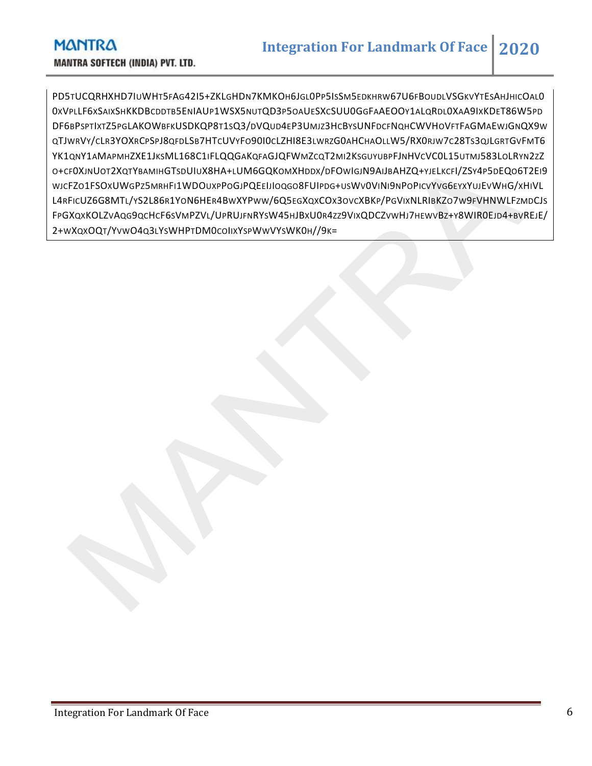```
PD5TUCQRHXHD7IUWHT5FAG42I5+ZKLGHDN7KMKOH6JGL0PP5ISSM5EDKHRW67U6FBOUDLVSGKVYTESAHJHICOAL0
0XVPLLF6XSAIXSHKKDBCDDTB5ENIAUP1WSX5NUTQD3P5OAUESXCSUU0GGFAAEOOY1ALQRDL0XAA9IXKDET86W5PD
DF6BPSPTIXTZ5PGLAKOWBFKUSDKQP8T1SQ3/DVQUD4EP3UMJZ3HCBYSUNFDCFNQHCWVHOVFTFAGMAEWJGNQX9W
QTJWRVY/CLR3YOXRCPSPJ8QFDLSB7HTCUVYFO90I0CLZHI8E3LWRZG0AHCHAOLLW5/RX0RJW7C28TS3QJLGRTGVFMT6
YK1QNY1AMAPMHZXE1JKSML168C1IFLQQGAKQFAGJQFWMZCQT2MI2KSGUYUBPFJNHVCVC0L15UTMJ583LOLRYN2ZZ
O+CF0XJNUOT2XQTYBAMIHGTSDUIUX8HA+LUM6GQKOMXHDDX/DFOWIGJN9AIJBAHZQ+YJELKCFI/ZSY4P5DEQO6T2EI9
WJCFZO1FSOXUWGPZ5MRHFI1WDOUXPPOGJPQEEIJIOQGO8FUIPDG+USWV0VINI9NPOPICVYVG6EYXYUJEVWHG/XHIVL
L4RFICUZ6G8MTL/YS2L86R1YON6HER4BWXYPWW/6Q5EGXQXCOX3OVCXBKP/PGVIXNLRIBKZO7W9FVHNWLFZMDCJS
FPGXQXKOLZVAQG9QCHCF6SVMPZVL/UPRUJFNRYSW45HJBXU0R4ZZ9VIXQDCZVWHJ7HEWVBZ+Y8WIR0EJD4+BVREJE/
2+WXQXOQT/YVWO4Q3LYSWHPTDM0COIIXYSPWWVYSWK0H//9K=
```